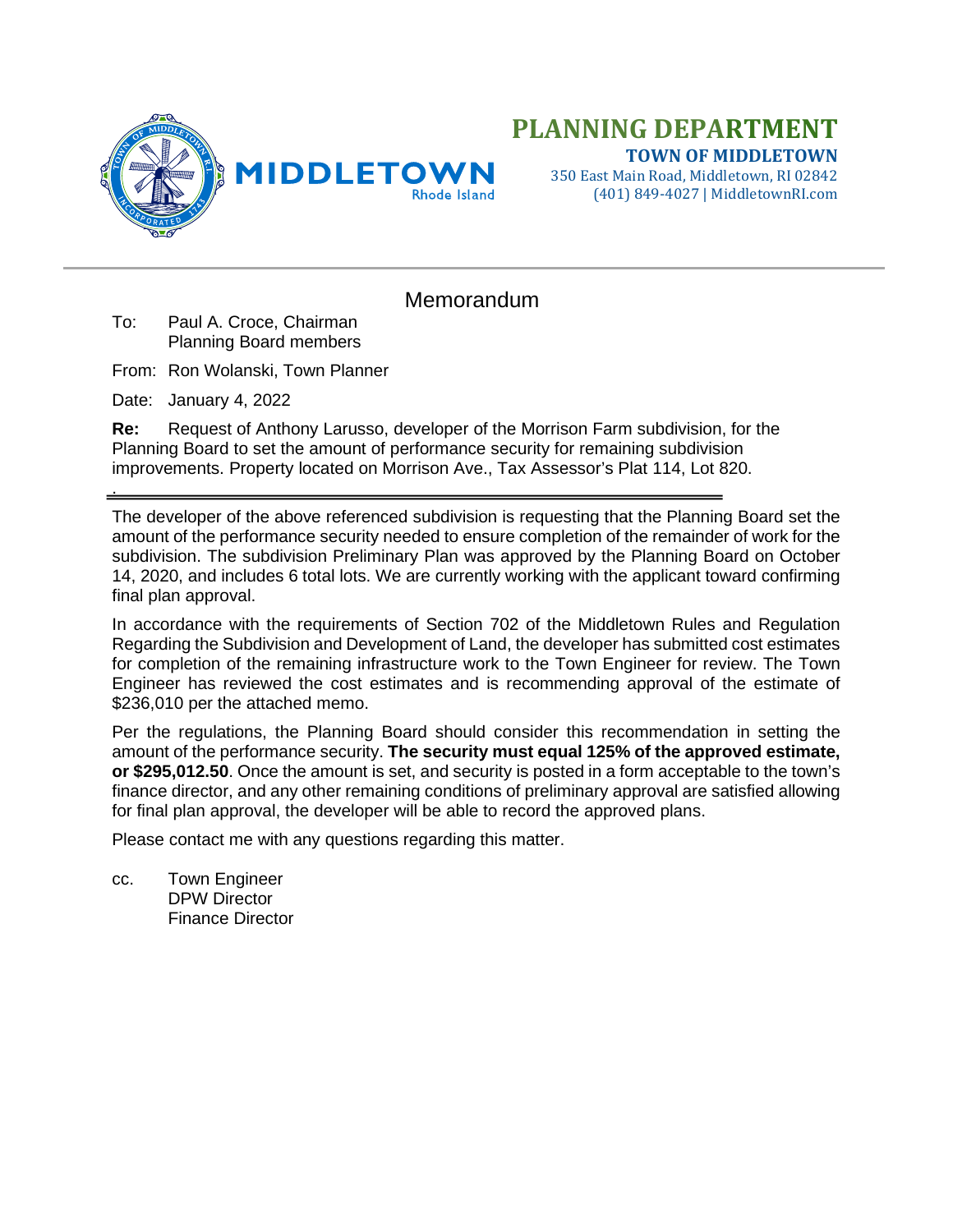# PLANNING DEPARTMENT

**TOWN OF MIDDLETOWN**
350 East Main Road, Middletown, RI 02842
(401) 849-4027 | MiddletownRI.com

MIDDLETOWN
Rhode Island

## Memorandum

To: Paul A. Croce, Chairman
Planning Board members

From: Ron Wolanski, Town Planner

Date: January 4, 2022

**Re:** Request of Anthony Larusso, developer of the Morrison Farm subdivision, for the Planning Board to set the amount of performance security for remaining subdivision improvements. Property located on Morrison Ave., Tax Assessor's Plat 114, Lot 820.

---

The developer of the above referenced subdivision is requesting that the Planning Board set the amount of the performance security needed to ensure completion of the remainder of work for the subdivision. The subdivision Preliminary Plan was approved by the Planning Board on October 14, 2020, and includes 6 total lots. We are currently working with the applicant toward confirming final plan approval.

In accordance with the requirements of Section 702 of the Middletown Rules and Regulation Regarding the Subdivision and Development of Land, the developer has submitted cost estimates for completion of the remaining infrastructure work to the Town Engineer for review. The Town Engineer has reviewed the cost estimates and is recommending approval of the estimate of $236,010 per the attached memo.

Per the regulations, the Planning Board should consider this recommendation in setting the amount of the performance security. **The security must equal 125% of the approved estimate, or $295,012.50**. Once the amount is set, and security is posted in a form acceptable to the town's finance director, and any other remaining conditions of preliminary approval are satisfied allowing for final plan approval, the developer will be able to record the approved plans.

Please contact me with any questions regarding this matter.

cc. Town Engineer
DPW Director
Finance Director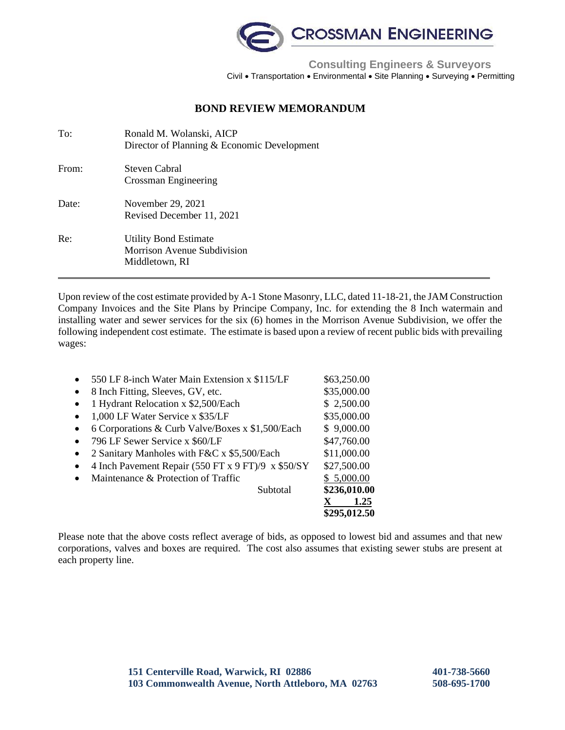CROSSMAN ENGINEERING

**Consulting Engineers & Surveyors**
Civil • Transportation • Environmental • Site Planning • Surveying • Permitting

## BOND REVIEW MEMORANDUM

| | |
|---|---|
| To: | Ronald M. Wolanski, AICP<br>Director of Planning & Economic Development |
| From: | Steven Cabral<br>Crossman Engineering |
| Date: | November 29, 2021<br>Revised December 11, 2021 |
| Re: | Utility Bond Estimate<br>Morrison Avenue Subdivision<br>Middletown, RI |

---

Upon review of the cost estimate provided by A-1 Stone Masonry, LLC, dated 11-18-21, the JAM Construction Company Invoices and the Site Plans by Principe Company, Inc. for extending the 8 Inch watermain and installing water and sewer services for the six (6) homes in the Morrison Avenue Subdivision, we offer the following independent cost estimate. The estimate is based upon a review of recent public bids with prevailing wages:

| | |
|---|---|
| • 550 LF 8-inch Water Main Extension x $115/LF | $63,250.00 |
| • 8 Inch Fitting, Sleeves, GV, etc. | $35,000.00 |
| • 1 Hydrant Relocation x $2,500/Each | $ 2,500.00 |
| • 1,000 LF Water Service x $35/LF | $35,000.00 |
| • 6 Corporations & Curb Valve/Boxes x $1,500/Each | $ 9,000.00 |
| • 796 LF Sewer Service x $60/LF | $47,760.00 |
| • 2 Sanitary Manholes with F&C x $5,500/Each | $11,000.00 |
| • 4 Inch Pavement Repair (550 FT x 9 FT)/9 x $50/SY | $27,500.00 |
| • Maintenance & Protection of Traffic | $ 5,000.00 |
| Subtotal | **$236,010.00** |
| | **X 1.25** |
| | **$295,012.50** |

Please note that the above costs reflect average of bids, as opposed to lowest bid and assumes and that new corporations, valves and boxes are required. The cost also assumes that existing sewer stubs are present at each property line.

**151 Centerville Road, Warwick, RI 02886** **401-738-5660**
**103 Commonwealth Avenue, North Attleboro, MA 02763** **508-695-1700**